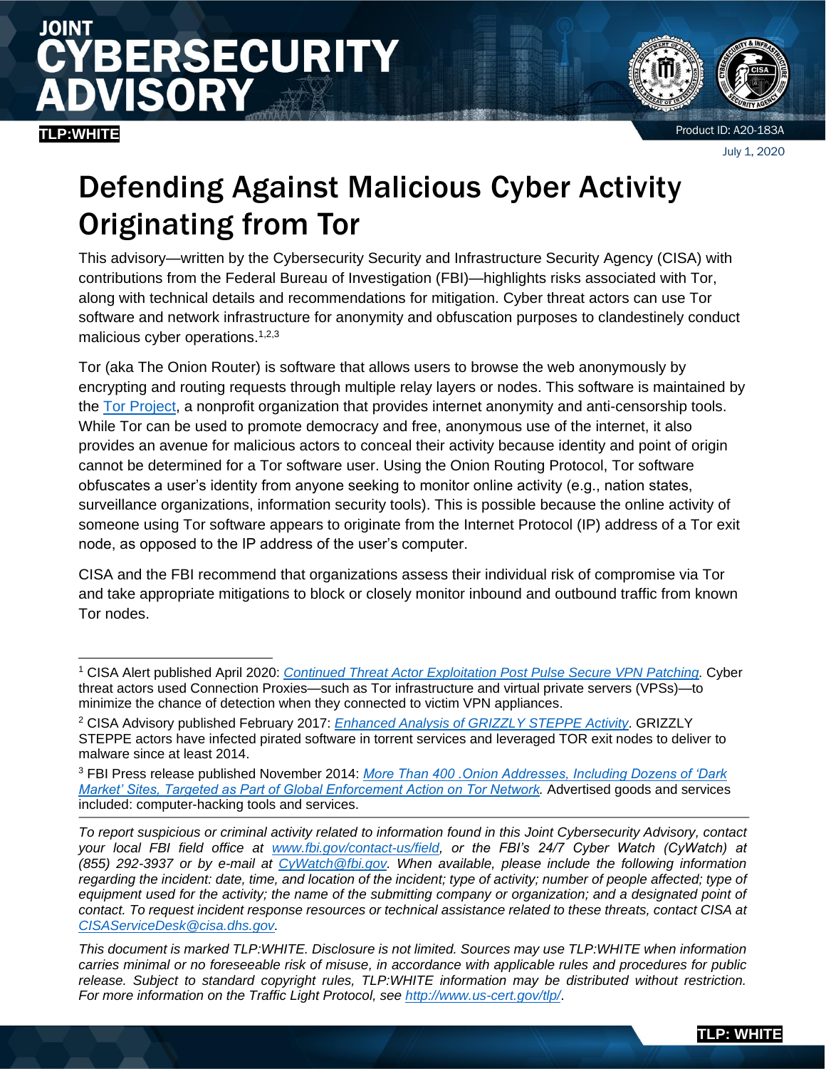# JOINT CYBERSECURITY ADVISORY

TLP:WHITE

Product ID: A20-183A

July 1, 2020

# Defending Against Malicious Cyber Activity Originating from Tor

This advisory—written by the Cybersecurity Security and Infrastructure Security Agency (CISA) with contributions from the Federal Bureau of Investigation (FBI)—highlights risks associated with Tor, along with technical details and recommendations for mitigation. Cyber threat actors can use Tor software and network infrastructure for anonymity and obfuscation purposes to clandestinely conduct malicious cyber operations.[1,2,3]

Tor (aka The Onion Router) is software that allows users to browse the web anonymously by encrypting and routing requests through multiple relay layers or nodes. This software is maintained by the [Tor Project](), a nonprofit organization that provides internet anonymity and anti-censorship tools. While Tor can be used to promote democracy and free, anonymous use of the internet, it also provides an avenue for malicious actors to conceal their activity because identity and point of origin cannot be determined for a Tor software user. Using the Onion Routing Protocol, Tor software obfuscates a user's identity from anyone seeking to monitor online activity (e.g., nation states, surveillance organizations, information security tools). This is possible because the online activity of someone using Tor software appears to originate from the Internet Protocol (IP) address of a Tor exit node, as opposed to the IP address of the user's computer.

CISA and the FBI recommend that organizations assess their individual risk of compromise via Tor and take appropriate mitigations to block or closely monitor inbound and outbound traffic from known Tor nodes.

---

[1] CISA Alert published April 2020: *Continued Threat Actor Exploitation Post Pulse Secure VPN Patching.* Cyber threat actors used Connection Proxies—such as Tor infrastructure and virtual private servers (VPSs)—to minimize the chance of detection when they connected to victim VPN appliances.

[2] CISA Advisory published February 2017: *Enhanced Analysis of GRIZZLY STEPPE Activity*. GRIZZLY STEPPE actors have infected pirated software in torrent services and leveraged TOR exit nodes to deliver to malware since at least 2014.

[3] FBI Press release published November 2014: *More Than 400 .Onion Addresses, Including Dozens of 'Dark Market' Sites, Targeted as Part of Global Enforcement Action on Tor Network.* Advertised goods and services included: computer-hacking tools and services.

---

*To report suspicious or criminal activity related to information found in this Joint Cybersecurity Advisory, contact your local FBI field office at www.fbi.gov/contact-us/field, or the FBI's 24/7 Cyber Watch (CyWatch) at (855) 292-3937 or by e-mail at CyWatch@fbi.gov. When available, please include the following information regarding the incident: date, time, and location of the incident; type of activity; number of people affected; type of equipment used for the activity; the name of the submitting company or organization; and a designated point of contact. To request incident response resources or technical assistance related to these threats, contact CISA at CISAServiceDesk@cisa.dhs.gov.*

*This document is marked TLP:WHITE. Disclosure is not limited. Sources may use TLP:WHITE when information carries minimal or no foreseeable risk of misuse, in accordance with applicable rules and procedures for public release. Subject to standard copyright rules, TLP:WHITE information may be distributed without restriction. For more information on the Traffic Light Protocol, see http://www.us-cert.gov/tlp/.*

TLP: WHITE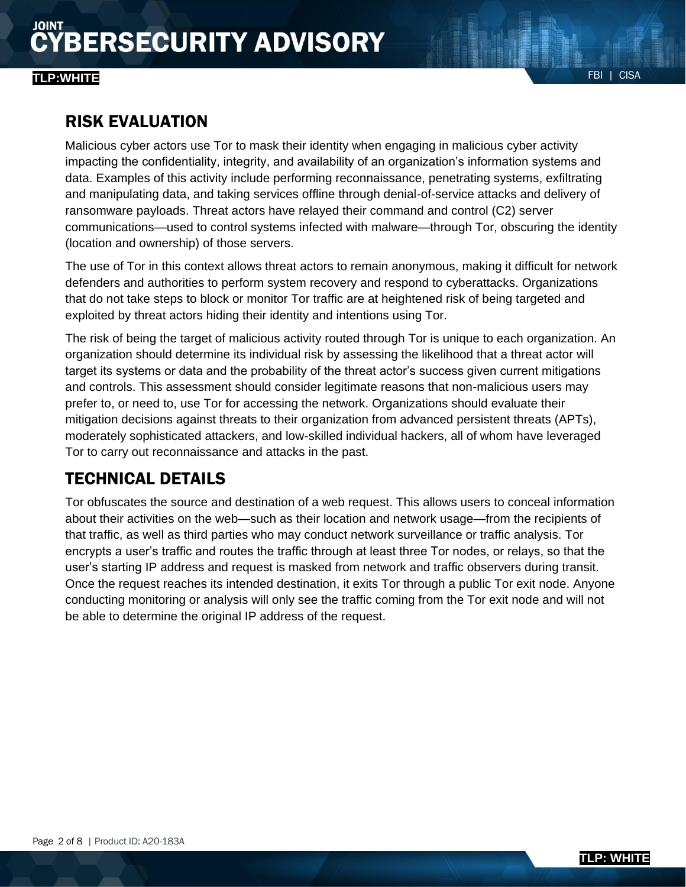## RISK EVALUATION

Malicious cyber actors use Tor to mask their identity when engaging in malicious cyber activity impacting the confidentiality, integrity, and availability of an organization's information systems and data. Examples of this activity include performing reconnaissance, penetrating systems, exfiltrating and manipulating data, and taking services offline through denial-of-service attacks and delivery of ransomware payloads. Threat actors have relayed their command and control (C2) server communications—used to control systems infected with malware—through Tor, obscuring the identity (location and ownership) of those servers.

The use of Tor in this context allows threat actors to remain anonymous, making it difficult for network defenders and authorities to perform system recovery and respond to cyberattacks. Organizations that do not take steps to block or monitor Tor traffic are at heightened risk of being targeted and exploited by threat actors hiding their identity and intentions using Tor.

The risk of being the target of malicious activity routed through Tor is unique to each organization. An organization should determine its individual risk by assessing the likelihood that a threat actor will target its systems or data and the probability of the threat actor's success given current mitigations and controls. This assessment should consider legitimate reasons that non-malicious users may prefer to, or need to, use Tor for accessing the network. Organizations should evaluate their mitigation decisions against threats to their organization from advanced persistent threats (APTs), moderately sophisticated attackers, and low-skilled individual hackers, all of whom have leveraged Tor to carry out reconnaissance and attacks in the past.

## TECHNICAL DETAILS

Tor obfuscates the source and destination of a web request. This allows users to conceal information about their activities on the web—such as their location and network usage—from the recipients of that traffic, as well as third parties who may conduct network surveillance or traffic analysis. Tor encrypts a user's traffic and routes the traffic through at least three Tor nodes, or relays, so that the user's starting IP address and request is masked from network and traffic observers during transit. Once the request reaches its intended destination, it exits Tor through a public Tor exit node. Anyone conducting monitoring or analysis will only see the traffic coming from the Tor exit node and will not be able to determine the original IP address of the request.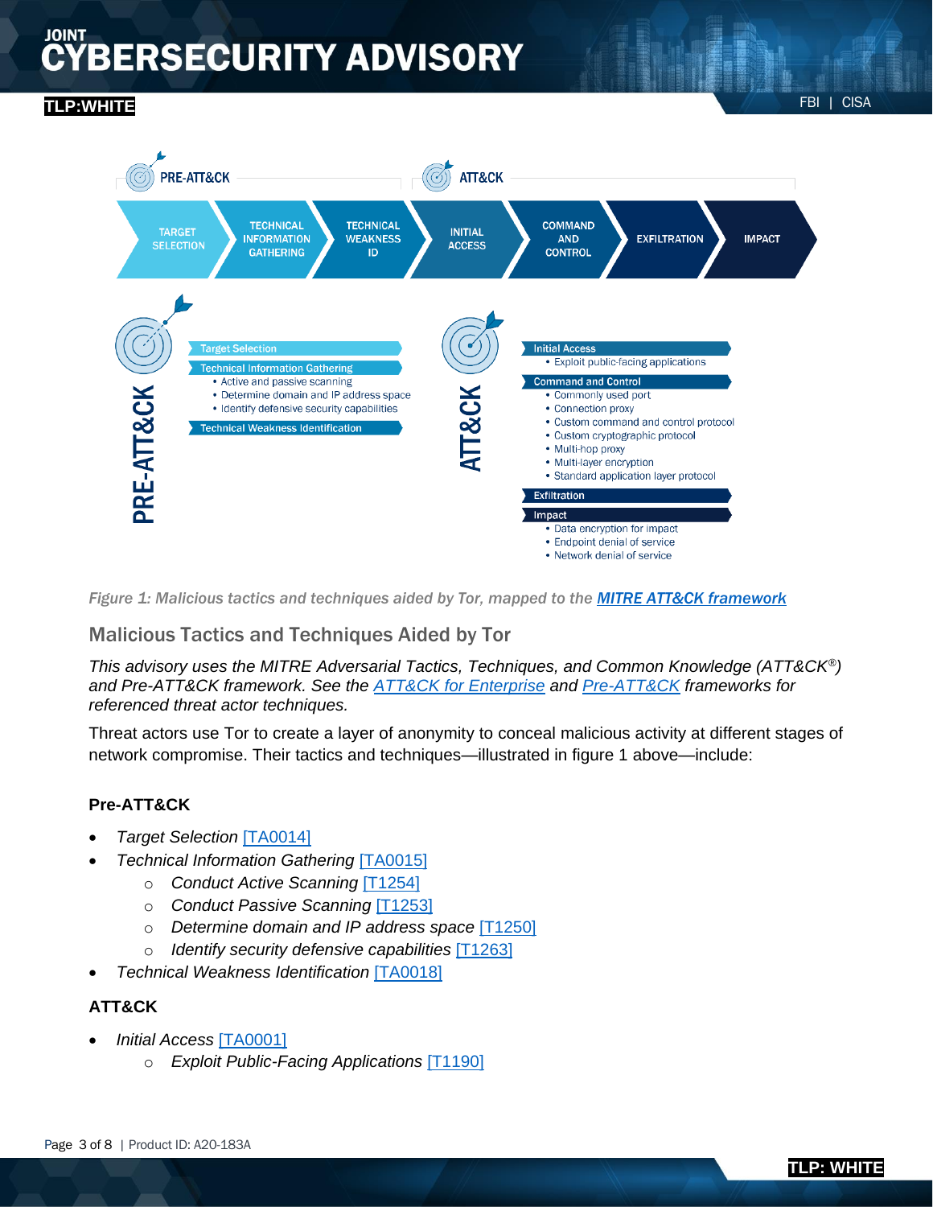Figure 1: Malicious tactics and techniques aided by Tor, mapped to the MITRE ATT&CK framework

## Malicious Tactics and Techniques Aided by Tor

*This advisory uses the MITRE Adversarial Tactics, Techniques, and Common Knowledge (ATT&CK®) and Pre-ATT&CK framework. See the ATT&CK for Enterprise and Pre-ATT&CK frameworks for referenced threat actor techniques.*

Threat actors use Tor to create a layer of anonymity to conceal malicious activity at different stages of network compromise. Their tactics and techniques—illustrated in figure 1 above—include:

### Pre-ATT&CK

- *Target Selection* [TA0014]
- *Technical Information Gathering* [TA0015]
  - *Conduct Active Scanning* [T1254]
  - *Conduct Passive Scanning* [T1253]
  - *Determine domain and IP address space* [T1250]
  - *Identify security defensive capabilities* [T1263]
- *Technical Weakness Identification* [TA0018]

### ATT&CK

- *Initial Access* [TA0001]
  - *Exploit Public-Facing Applications* [T1190]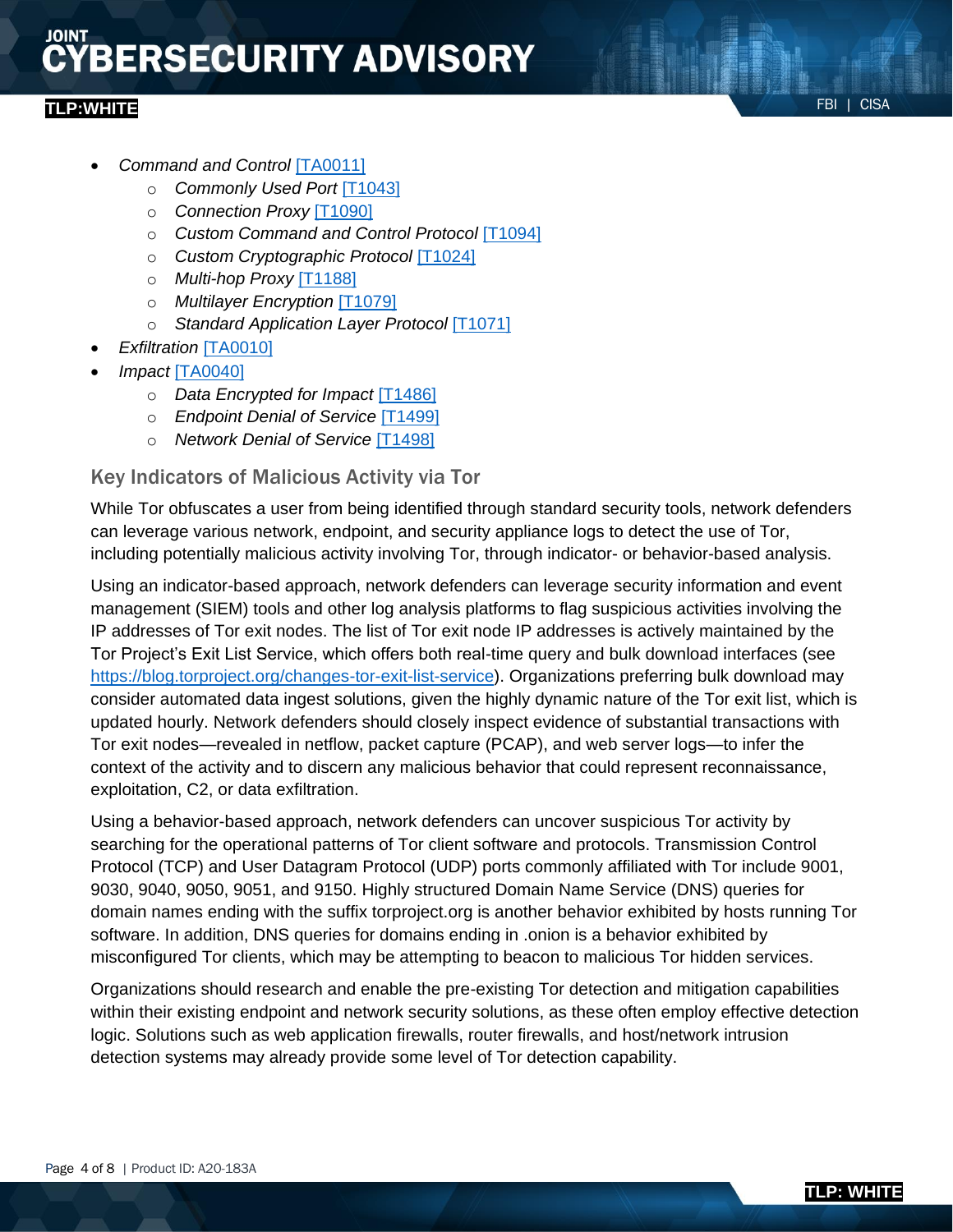- *Command and Control* [TA0011]
  - *Commonly Used Port* [T1043]
  - *Connection Proxy* [T1090]
  - *Custom Command and Control Protocol* [T1094]
  - *Custom Cryptographic Protocol* [T1024]
  - *Multi-hop Proxy* [T1188]
  - *Multilayer Encryption* [T1079]
  - *Standard Application Layer Protocol* [T1071]
- *Exfiltration* [TA0010]
- *Impact* [TA0040]
  - *Data Encrypted for Impact* [T1486]
  - *Endpoint Denial of Service* [T1499]
  - *Network Denial of Service* [T1498]

## Key Indicators of Malicious Activity via Tor

While Tor obfuscates a user from being identified through standard security tools, network defenders can leverage various network, endpoint, and security appliance logs to detect the use of Tor, including potentially malicious activity involving Tor, through indicator- or behavior-based analysis.

Using an indicator-based approach, network defenders can leverage security information and event management (SIEM) tools and other log analysis platforms to flag suspicious activities involving the IP addresses of Tor exit nodes. The list of Tor exit node IP addresses is actively maintained by the Tor Project's Exit List Service, which offers both real-time query and bulk download interfaces (see https://blog.torproject.org/changes-tor-exit-list-service). Organizations preferring bulk download may consider automated data ingest solutions, given the highly dynamic nature of the Tor exit list, which is updated hourly. Network defenders should closely inspect evidence of substantial transactions with Tor exit nodes—revealed in netflow, packet capture (PCAP), and web server logs—to infer the context of the activity and to discern any malicious behavior that could represent reconnaissance, exploitation, C2, or data exfiltration.

Using a behavior-based approach, network defenders can uncover suspicious Tor activity by searching for the operational patterns of Tor client software and protocols. Transmission Control Protocol (TCP) and User Datagram Protocol (UDP) ports commonly affiliated with Tor include 9001, 9030, 9040, 9050, 9051, and 9150. Highly structured Domain Name Service (DNS) queries for domain names ending with the suffix torproject.org is another behavior exhibited by hosts running Tor software. In addition, DNS queries for domains ending in .onion is a behavior exhibited by misconfigured Tor clients, which may be attempting to beacon to malicious Tor hidden services.

Organizations should research and enable the pre-existing Tor detection and mitigation capabilities within their existing endpoint and network security solutions, as these often employ effective detection logic. Solutions such as web application firewalls, router firewalls, and host/network intrusion detection systems may already provide some level of Tor detection capability.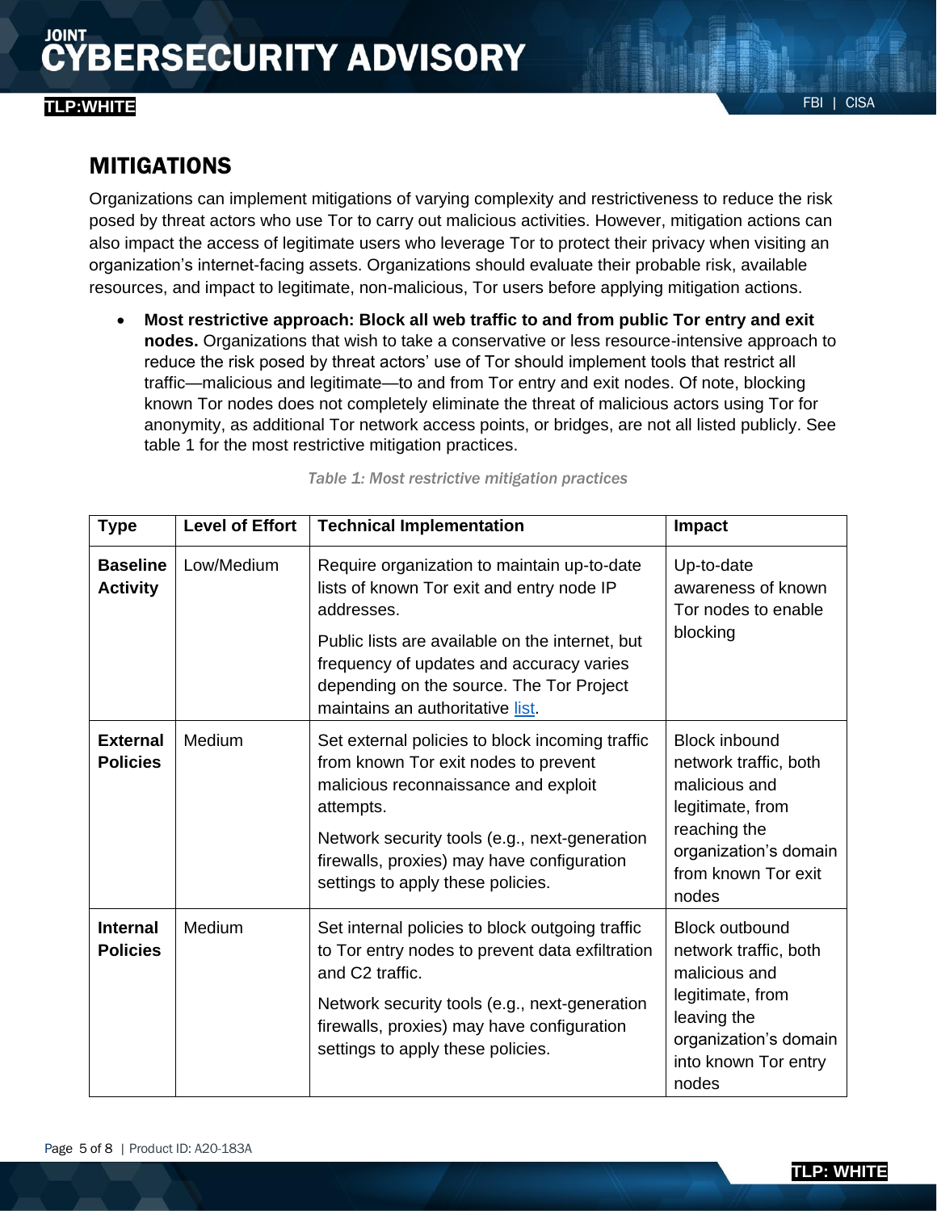## MITIGATIONS

Organizations can implement mitigations of varying complexity and restrictiveness to reduce the risk posed by threat actors who use Tor to carry out malicious activities. However, mitigation actions can also impact the access of legitimate users who leverage Tor to protect their privacy when visiting an organization's internet-facing assets. Organizations should evaluate their probable risk, available resources, and impact to legitimate, non-malicious, Tor users before applying mitigation actions.

- **Most restrictive approach: Block all web traffic to and from public Tor entry and exit nodes.** Organizations that wish to take a conservative or less resource-intensive approach to reduce the risk posed by threat actors' use of Tor should implement tools that restrict all traffic—malicious and legitimate—to and from Tor entry and exit nodes. Of note, blocking known Tor nodes does not completely eliminate the threat of malicious actors using Tor for anonymity, as additional Tor network access points, or bridges, are not all listed publicly. See table 1 for the most restrictive mitigation practices.

*Table 1: Most restrictive mitigation practices*

| Type | Level of Effort | Technical Implementation | Impact |
|---|---|---|---|
| **Baseline Activity** | Low/Medium | Require organization to maintain up-to-date lists of known Tor exit and entry node IP addresses.<br><br>Public lists are available on the internet, but frequency of updates and accuracy varies depending on the source. The Tor Project maintains an authoritative list. | Up-to-date awareness of known Tor nodes to enable blocking |
| **External Policies** | Medium | Set external policies to block incoming traffic from known Tor exit nodes to prevent malicious reconnaissance and exploit attempts.<br><br>Network security tools (e.g., next-generation firewalls, proxies) may have configuration settings to apply these policies. | Block inbound network traffic, both malicious and legitimate, from reaching the organization's domain from known Tor exit nodes |
| **Internal Policies** | Medium | Set internal policies to block outgoing traffic to Tor entry nodes to prevent data exfiltration and C2 traffic.<br><br>Network security tools (e.g., next-generation firewalls, proxies) may have configuration settings to apply these policies. | Block outbound network traffic, both malicious and legitimate, from leaving the organization's domain into known Tor entry nodes |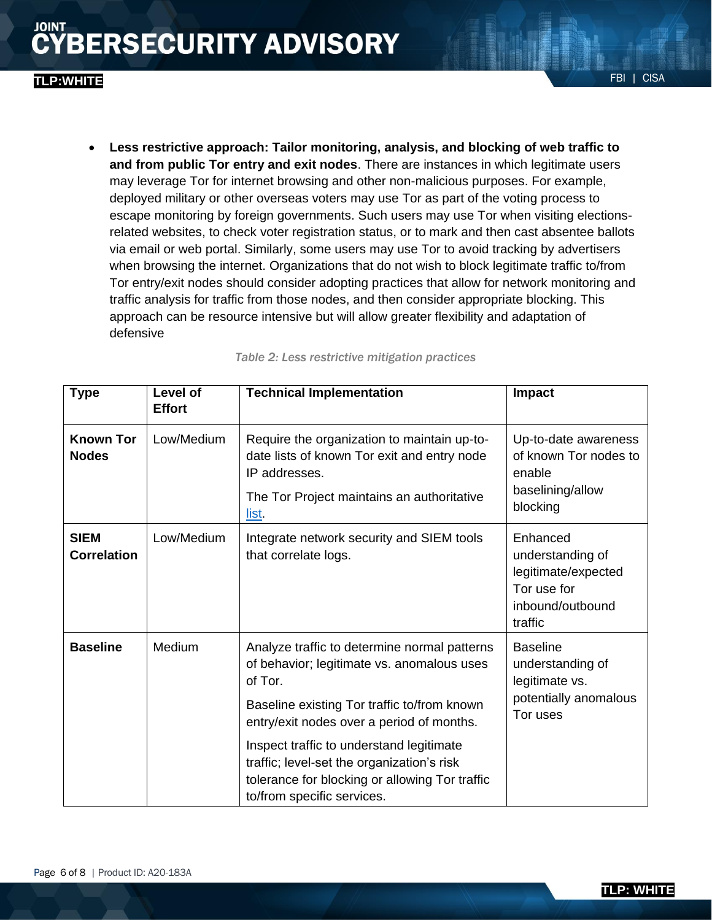- **Less restrictive approach: Tailor monitoring, analysis, and blocking of web traffic to and from public Tor entry and exit nodes**. There are instances in which legitimate users may leverage Tor for internet browsing and other non-malicious purposes. For example, deployed military or other overseas voters may use Tor as part of the voting process to escape monitoring by foreign governments. Such users may use Tor when visiting elections-related websites, to check voter registration status, or to mark and then cast absentee ballots via email or web portal. Similarly, some users may use Tor to avoid tracking by advertisers when browsing the internet. Organizations that do not wish to block legitimate traffic to/from Tor entry/exit nodes should consider adopting practices that allow for network monitoring and traffic analysis for traffic from those nodes, and then consider appropriate blocking. This approach can be resource intensive but will allow greater flexibility and adaptation of defensive

*Table 2: Less restrictive mitigation practices*

| Type | Level of Effort | Technical Implementation | Impact |
|---|---|---|---|
| **Known Tor Nodes** | Low/Medium | Require the organization to maintain up-to-date lists of known Tor exit and entry node IP addresses.<br><br>The Tor Project maintains an authoritative list. | Up-to-date awareness of known Tor nodes to enable baselining/allow blocking |
| **SIEM Correlation** | Low/Medium | Integrate network security and SIEM tools that correlate logs. | Enhanced understanding of legitimate/expected Tor use for inbound/outbound traffic |
| **Baseline** | Medium | Analyze traffic to determine normal patterns of behavior; legitimate vs. anomalous uses of Tor.<br><br>Baseline existing Tor traffic to/from known entry/exit nodes over a period of months.<br><br>Inspect traffic to understand legitimate traffic; level-set the organization's risk tolerance for blocking or allowing Tor traffic to/from specific services. | Baseline understanding of legitimate vs. potentially anomalous Tor uses |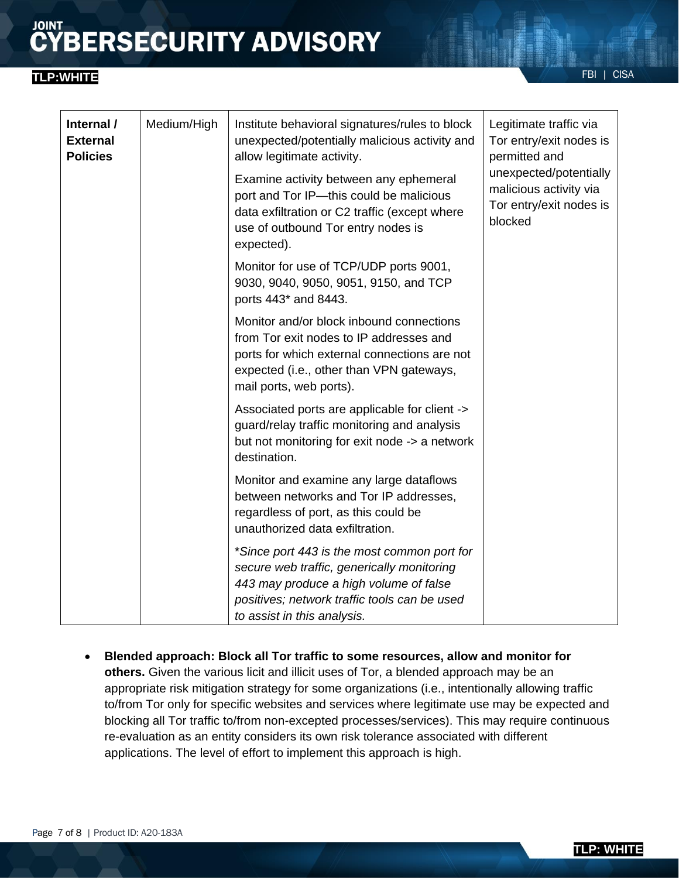| Internal / External Policies | Medium/High | Institute behavioral signatures/rules to block unexpected/potentially malicious activity and allow legitimate activity.<br><br>Examine activity between any ephemeral port and Tor IP—this could be malicious data exfiltration or C2 traffic (except where use of outbound Tor entry nodes is expected).<br><br>Monitor for use of TCP/UDP ports 9001, 9030, 9040, 9050, 9051, 9150, and TCP ports 443* and 8443.<br><br>Monitor and/or block inbound connections from Tor exit nodes to IP addresses and ports for which external connections are not expected (i.e., other than VPN gateways, mail ports, web ports).<br><br>Associated ports are applicable for client -> guard/relay traffic monitoring and analysis but not monitoring for exit node -> a network destination.<br><br>Monitor and examine any large dataflows between networks and Tor IP addresses, regardless of port, as this could be unauthorized data exfiltration.<br><br>**Since port 443 is the most common port for secure web traffic, generically monitoring 443 may produce a high volume of false positives; network traffic tools can be used to assist in this analysis.* | Legitimate traffic via Tor entry/exit nodes is permitted and unexpected/potentially malicious activity via Tor entry/exit nodes is blocked |
|---|---|---|---|

- **Blended approach: Block all Tor traffic to some resources, allow and monitor for others.** Given the various licit and illicit uses of Tor, a blended approach may be an appropriate risk mitigation strategy for some organizations (i.e., intentionally allowing traffic to/from Tor only for specific websites and services where legitimate use may be expected and blocking all Tor traffic to/from non-excepted processes/services). This may require continuous re-evaluation as an entity considers its own risk tolerance associated with different applications. The level of effort to implement this approach is high.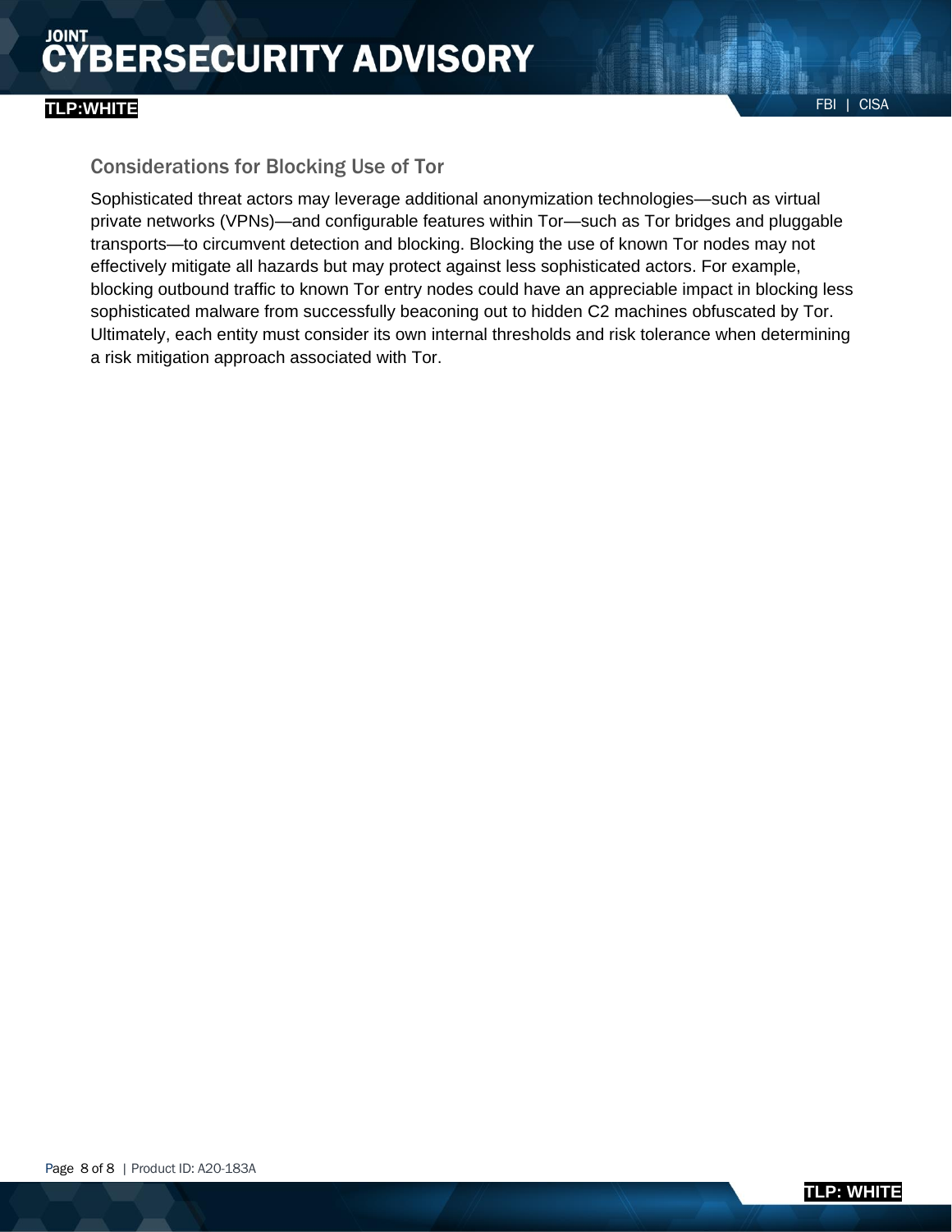## Considerations for Blocking Use of Tor

Sophisticated threat actors may leverage additional anonymization technologies—such as virtual private networks (VPNs)—and configurable features within Tor—such as Tor bridges and pluggable transports—to circumvent detection and blocking. Blocking the use of known Tor nodes may not effectively mitigate all hazards but may protect against less sophisticated actors. For example, blocking outbound traffic to known Tor entry nodes could have an appreciable impact in blocking less sophisticated malware from successfully beaconing out to hidden C2 machines obfuscated by Tor. Ultimately, each entity must consider its own internal thresholds and risk tolerance when determining a risk mitigation approach associated with Tor.